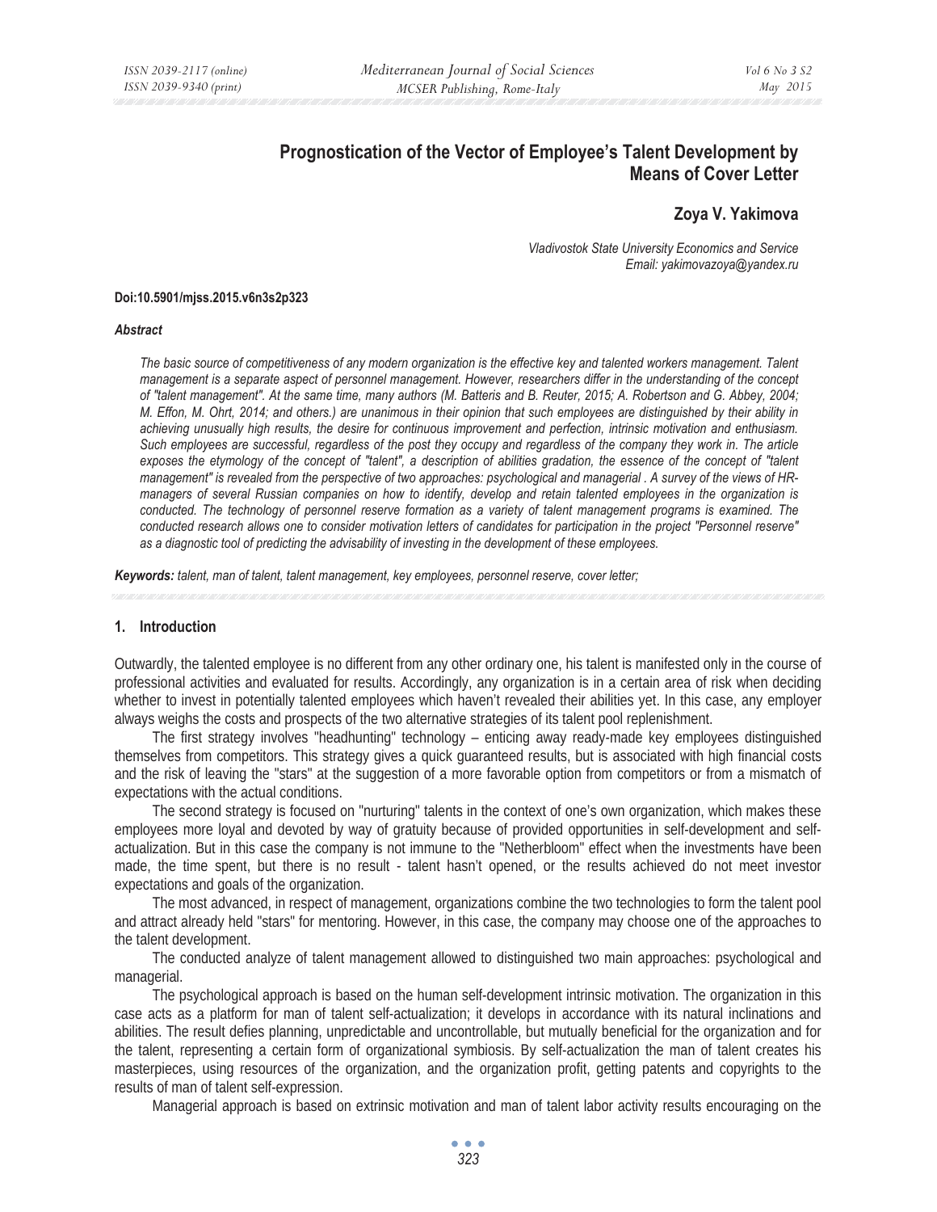# Prognostication of the Vector of Employee's Talent Development by Means of Cover Letter

**Zoya V. Yakimova**

*Vladivostok State University Economics and Service*
*Email: yakimovazoya@yandex.ru*

**Doi:10.5901/mjss.2015.v6n3s2p323**

***Abstract***

*The basic source of competitiveness of any modern organization is the effective key and talented workers management. Talent management is a separate aspect of personnel management. However, researchers differ in the understanding of the concept of "talent management". At the same time, many authors (M. Batteris and B. Reuter, 2015; A. Robertson and G. Abbey, 2004; M. Effon, M. Ohrt, 2014; and others.) are unanimous in their opinion that such employees are distinguished by their ability in achieving unusually high results, the desire for continuous improvement and perfection, intrinsic motivation and enthusiasm. Such employees are successful, regardless of the post they occupy and regardless of the company they work in. The article exposes the etymology of the concept of "talent", a description of abilities gradation, the essence of the concept of "talent management" is revealed from the perspective of two approaches: psychological and managerial . A survey of the views of HR-managers of several Russian companies on how to identify, develop and retain talented employees in the organization is conducted. The technology of personnel reserve formation as a variety of talent management programs is examined. The conducted research allows one to consider motivation letters of candidates for participation in the project "Personnel reserve" as a diagnostic tool of predicting the advisability of investing in the development of these employees.*

***Keywords:*** *talent, man of talent, talent management, key employees, personnel reserve, cover letter;*

## 1. Introduction

Outwardly, the talented employee is no different from any other ordinary one, his talent is manifested only in the course of professional activities and evaluated for results. Accordingly, any organization is in a certain area of risk when deciding whether to invest in potentially talented employees which haven't revealed their abilities yet. In this case, any employer always weighs the costs and prospects of the two alternative strategies of its talent pool replenishment.

The first strategy involves "headhunting" technology – enticing away ready-made key employees distinguished themselves from competitors. This strategy gives a quick guaranteed results, but is associated with high financial costs and the risk of leaving the "stars" at the suggestion of a more favorable option from competitors or from a mismatch of expectations with the actual conditions.

The second strategy is focused on "nurturing" talents in the context of one's own organization, which makes these employees more loyal and devoted by way of gratuity because of provided opportunities in self-development and self-actualization. But in this case the company is not immune to the "Netherbloom" effect when the investments have been made, the time spent, but there is no result - talent hasn't opened, or the results achieved do not meet investor expectations and goals of the organization.

The most advanced, in respect of management, organizations combine the two technologies to form the talent pool and attract already held "stars" for mentoring. However, in this case, the company may choose one of the approaches to the talent development.

The conducted analyze of talent management allowed to distinguished two main approaches: psychological and managerial.

The psychological approach is based on the human self-development intrinsic motivation. The organization in this case acts as a platform for man of talent self-actualization; it develops in accordance with its natural inclinations and abilities. The result defies planning, unpredictable and uncontrollable, but mutually beneficial for the organization and for the talent, representing a certain form of organizational symbiosis. By self-actualization the man of talent creates his masterpieces, using resources of the organization, and the organization profit, getting patents and copyrights to the results of man of talent self-expression.

Managerial approach is based on extrinsic motivation and man of talent labor activity results encouraging on the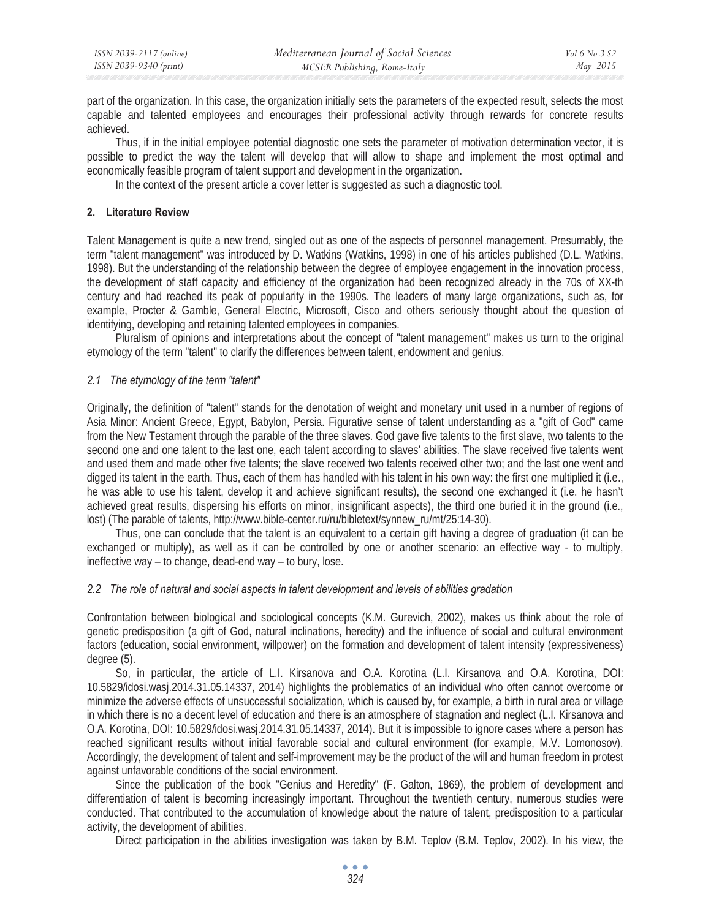part of the organization. In this case, the organization initially sets the parameters of the expected result, selects the most capable and talented employees and encourages their professional activity through rewards for concrete results achieved.

Thus, if in the initial employee potential diagnostic one sets the parameter of motivation determination vector, it is possible to predict the way the talent will develop that will allow to shape and implement the most optimal and economically feasible program of talent support and development in the organization.

In the context of the present article a cover letter is suggested as such a diagnostic tool.

## 2. Literature Review

Talent Management is quite a new trend, singled out as one of the aspects of personnel management. Presumably, the term "talent management" was introduced by D. Watkins (Watkins, 1998) in one of his articles published (D.L. Watkins, 1998). But the understanding of the relationship between the degree of employee engagement in the innovation process, the development of staff capacity and efficiency of the organization had been recognized already in the 70s of XX-th century and had reached its peak of popularity in the 1990s. The leaders of many large organizations, such as, for example, Procter & Gamble, General Electric, Microsoft, Cisco and others seriously thought about the question of identifying, developing and retaining talented employees in companies.

Pluralism of opinions and interpretations about the concept of "talent management" makes us turn to the original etymology of the term "talent" to clarify the differences between talent, endowment and genius.

### *2.1 The etymology of the term "talent"*

Originally, the definition of "talent" stands for the denotation of weight and monetary unit used in a number of regions of Asia Minor: Ancient Greece, Egypt, Babylon, Persia. Figurative sense of talent understanding as a "gift of God" came from the New Testament through the parable of the three slaves. God gave five talents to the first slave, two talents to the second one and one talent to the last one, each talent according to slaves' abilities. The slave received five talents went and used them and made other five talents; the slave received two talents received other two; and the last one went and digged its talent in the earth. Thus, each of them has handled with his talent in his own way: the first one multiplied it (i.e., he was able to use his talent, develop it and achieve significant results), the second one exchanged it (i.e. he hasn't achieved great results, dispersing his efforts on minor, insignificant aspects), the third one buried it in the ground (i.e., lost) (The parable of talents, http://www.bible-center.ru/ru/bibletext/synnew_ru/mt/25:14-30).

Thus, one can conclude that the talent is an equivalent to a certain gift having a degree of graduation (it can be exchanged or multiply), as well as it can be controlled by one or another scenario: an effective way - to multiply, ineffective way – to change, dead-end way – to bury, lose.

### *2.2 The role of natural and social aspects in talent development and levels of abilities gradation*

Confrontation between biological and sociological concepts (K.M. Gurevich, 2002), makes us think about the role of genetic predisposition (a gift of God, natural inclinations, heredity) and the influence of social and cultural environment factors (education, social environment, willpower) on the formation and development of talent intensity (expressiveness) degree (5).

So, in particular, the article of L.I. Kirsanova and O.A. Korotina (L.I. Kirsanova and O.A. Korotina, DOI: 10.5829/idosi.wasj.2014.31.05.14337, 2014) highlights the problematics of an individual who often cannot overcome or minimize the adverse effects of unsuccessful socialization, which is caused by, for example, a birth in rural area or village in which there is no a decent level of education and there is an atmosphere of stagnation and neglect (L.I. Kirsanova and O.A. Korotina, DOI: 10.5829/idosi.wasj.2014.31.05.14337, 2014). But it is impossible to ignore cases where a person has reached significant results without initial favorable social and cultural environment (for example, M.V. Lomonosov). Accordingly, the development of talent and self-improvement may be the product of the will and human freedom in protest against unfavorable conditions of the social environment.

Since the publication of the book "Genius and Heredity" (F. Galton, 1869), the problem of development and differentiation of talent is becoming increasingly important. Throughout the twentieth century, numerous studies were conducted. That contributed to the accumulation of knowledge about the nature of talent, predisposition to a particular activity, the development of abilities.

Direct participation in the abilities investigation was taken by B.M. Teplov (B.M. Teplov, 2002). In his view, the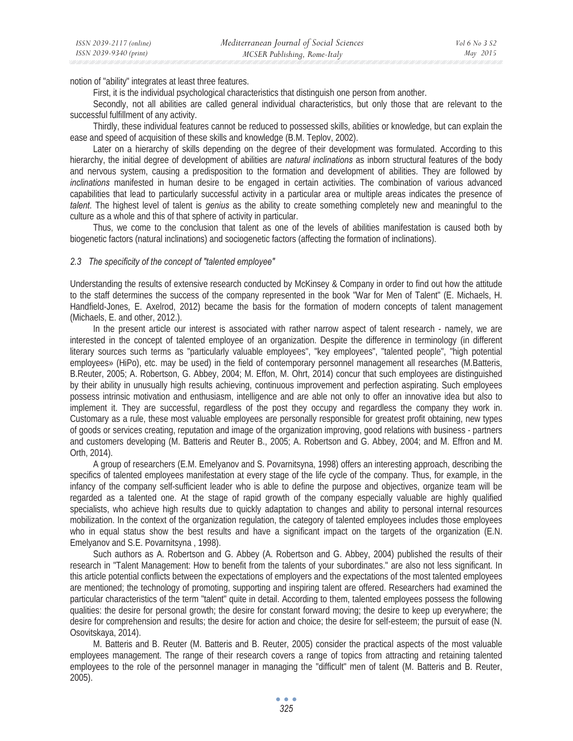notion of "ability" integrates at least three features.

First, it is the individual psychological characteristics that distinguish one person from another.

Secondly, not all abilities are called general individual characteristics, but only those that are relevant to the successful fulfillment of any activity.

Thirdly, these individual features cannot be reduced to possessed skills, abilities or knowledge, but can explain the ease and speed of acquisition of these skills and knowledge (B.M. Teplov, 2002).

Later on a hierarchy of skills depending on the degree of their development was formulated. According to this hierarchy, the initial degree of development of abilities are *natural inclinations* as inborn structural features of the body and nervous system, causing a predisposition to the formation and development of abilities. They are followed by *inclinations* manifested in human desire to be engaged in certain activities. The combination of various advanced capabilities that lead to particularly successful activity in a particular area or multiple areas indicates the presence of *talent*. The highest level of talent is *genius* as the ability to create something completely new and meaningful to the culture as a whole and this of that sphere of activity in particular.

Thus, we come to the conclusion that talent as one of the levels of abilities manifestation is caused both by biogenetic factors (natural inclinations) and sociogenetic factors (affecting the formation of inclinations).

### *2.3 The specificity of the concept of "talented employee"*

Understanding the results of extensive research conducted by McKinsey & Company in order to find out how the attitude to the staff determines the success of the company represented in the book "War for Men of Talent" (E. Michaels, H. Handfield-Jones, E. Axelrod, 2012) became the basis for the formation of modern concepts of talent management (Michaels, E. and other, 2012.).

In the present article our interest is associated with rather narrow aspect of talent research - namely, we are interested in the concept of talented employee of an organization. Despite the difference in terminology (in different literary sources such terms as "particularly valuable employees", "key employees", "talented people", "high potential employees» (HiPo), etc. may be used) in the field of contemporary personnel management all researches (M.Batteris, B.Reuter, 2005; A. Robertson, G. Abbey, 2004; M. Effon, M. Ohrt, 2014) concur that such employees are distinguished by their ability in unusually high results achieving, continuous improvement and perfection aspirating. Such employees possess intrinsic motivation and enthusiasm, intelligence and are able not only to offer an innovative idea but also to implement it. They are successful, regardless of the post they occupy and regardless the company they work in. Customary as a rule, these most valuable employees are personally responsible for greatest profit obtaining, new types of goods or services creating, reputation and image of the organization improving, good relations with business - partners and customers developing (M. Batteris and Reuter B., 2005; A. Robertson and G. Abbey, 2004; and M. Effron and M. Orth, 2014).

A group of researchers (E.M. Emelyanov and S. Povarnitsyna, 1998) offers an interesting approach, describing the specifics of talented employees manifestation at every stage of the life cycle of the company. Thus, for example, in the infancy of the company self-sufficient leader who is able to define the purpose and objectives, organize team will be regarded as a talented one. At the stage of rapid growth of the company especially valuable are highly qualified specialists, who achieve high results due to quickly adaptation to changes and ability to personal internal resources mobilization. In the context of the organization regulation, the category of talented employees includes those employees who in equal status show the best results and have a significant impact on the targets of the organization (E.N. Emelyanov and S.E. Povarnitsyna , 1998).

Such authors as A. Robertson and G. Abbey (A. Robertson and G. Abbey, 2004) published the results of their research in "Talent Management: How to benefit from the talents of your subordinates." are also not less significant. In this article potential conflicts between the expectations of employers and the expectations of the most talented employees are mentioned; the technology of promoting, supporting and inspiring talent are offered. Researchers had examined the particular characteristics of the term "talent" quite in detail. According to them, talented employees possess the following qualities: the desire for personal growth; the desire for constant forward moving; the desire to keep up everywhere; the desire for comprehension and results; the desire for action and choice; the desire for self-esteem; the pursuit of ease (N. Osovitskaya, 2014).

M. Batteris and B. Reuter (M. Batteris and B. Reuter, 2005) consider the practical aspects of the most valuable employees management. The range of their research covers a range of topics from attracting and retaining talented employees to the role of the personnel manager in managing the "difficult" men of talent (M. Batteris and B. Reuter, 2005).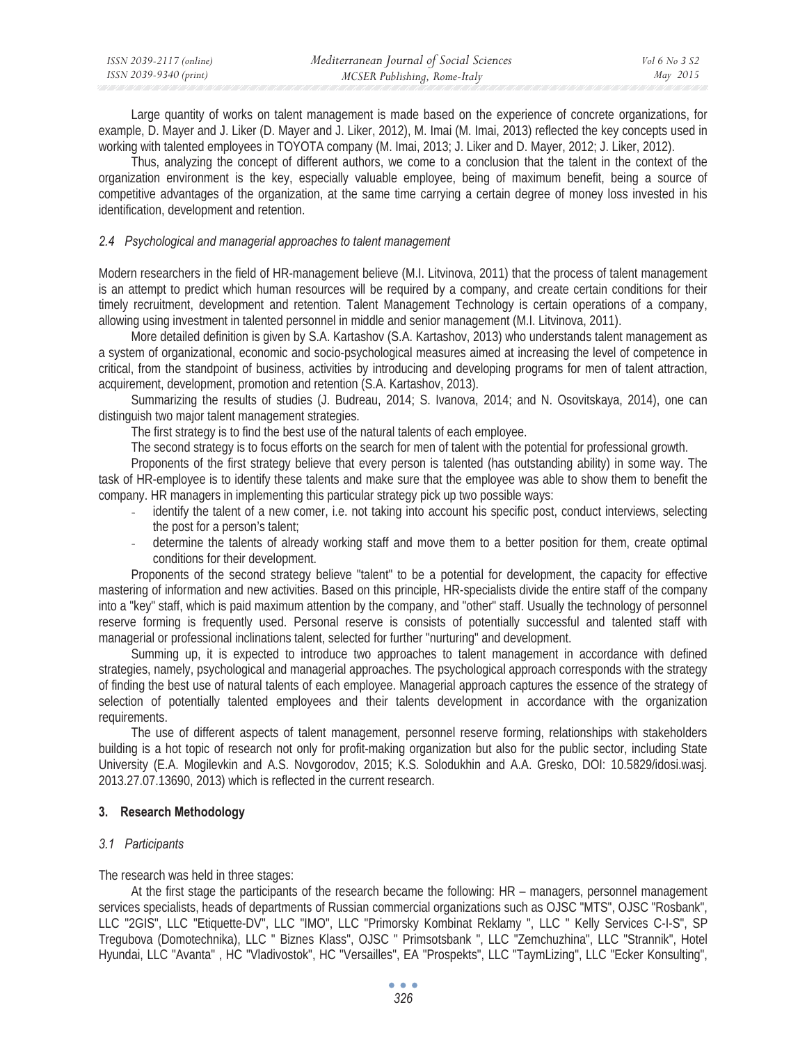Large quantity of works on talent management is made based on the experience of concrete organizations, for example, D. Mayer and J. Liker (D. Mayer and J. Liker, 2012), M. Imai (M. Imai, 2013) reflected the key concepts used in working with talented employees in TOYOTA company (M. Imai, 2013; J. Liker and D. Mayer, 2012; J. Liker, 2012).

Thus, analyzing the concept of different authors, we come to a conclusion that the talent in the context of the organization environment is the key, especially valuable employee, being of maximum benefit, being a source of competitive advantages of the organization, at the same time carrying a certain degree of money loss invested in his identification, development and retention.

### *2.4 Psychological and managerial approaches to talent management*

Modern researchers in the field of HR-management believe (M.I. Litvinova, 2011) that the process of talent management is an attempt to predict which human resources will be required by a company, and create certain conditions for their timely recruitment, development and retention. Talent Management Technology is certain operations of a company, allowing using investment in talented personnel in middle and senior management (M.I. Litvinova, 2011).

More detailed definition is given by S.A. Kartashov (S.A. Kartashov, 2013) who understands talent management as a system of organizational, economic and socio-psychological measures aimed at increasing the level of competence in critical, from the standpoint of business, activities by introducing and developing programs for men of talent attraction, acquirement, development, promotion and retention (S.A. Kartashov, 2013).

Summarizing the results of studies (J. Budreau, 2014; S. Ivanova, 2014; and N. Osovitskaya, 2014), one can distinguish two major talent management strategies.

The first strategy is to find the best use of the natural talents of each employee.

The second strategy is to focus efforts on the search for men of talent with the potential for professional growth.

Proponents of the first strategy believe that every person is talented (has outstanding ability) in some way. The task of HR-employee is to identify these talents and make sure that the employee was able to show them to benefit the company. HR managers in implementing this particular strategy pick up two possible ways:

- identify the talent of a new comer, i.e. not taking into account his specific post, conduct interviews, selecting the post for a person's talent;
- determine the talents of already working staff and move them to a better position for them, create optimal conditions for their development.

Proponents of the second strategy believe "talent" to be a potential for development, the capacity for effective mastering of information and new activities. Based on this principle, HR-specialists divide the entire staff of the company into a "key" staff, which is paid maximum attention by the company, and "other" staff. Usually the technology of personnel reserve forming is frequently used. Personal reserve is consists of potentially successful and talented staff with managerial or professional inclinations talent, selected for further "nurturing" and development.

Summing up, it is expected to introduce two approaches to talent management in accordance with defined strategies, namely, psychological and managerial approaches. The psychological approach corresponds with the strategy of finding the best use of natural talents of each employee. Managerial approach captures the essence of the strategy of selection of potentially talented employees and their talents development in accordance with the organization requirements.

The use of different aspects of talent management, personnel reserve forming, relationships with stakeholders building is a hot topic of research not only for profit-making organization but also for the public sector, including State University (E.A. Mogilevkin and A.S. Novgorodov, 2015; K.S. Solodukhin and A.A. Gresko, DOI: 10.5829/idosi.wasj.2013.27.07.13690, 2013) which is reflected in the current research.

## 3. Research Methodology

### *3.1 Participants*

The research was held in three stages:

At the first stage the participants of the research became the following: HR – managers, personnel management services specialists, heads of departments of Russian commercial organizations such as OJSC "MTS", OJSC "Rosbank", LLC "2GIS", LLC "Etiquette-DV", LLC "IMO", LLC "Primorsky Kombinat Reklamy ", LLC " Kelly Services C-I-S", SP Tregubova (Domotechnika), LLC " Biznes Klass", OJSC " Primsotsbank ", LLC "Zemchuzhina", LLC "Strannik", Hotel Hyundai, LLC "Avanta" , HC "Vladivostok", HC "Versailles", EA "Prospekts", LLC "TaymLizing", LLC "Ecker Konsulting",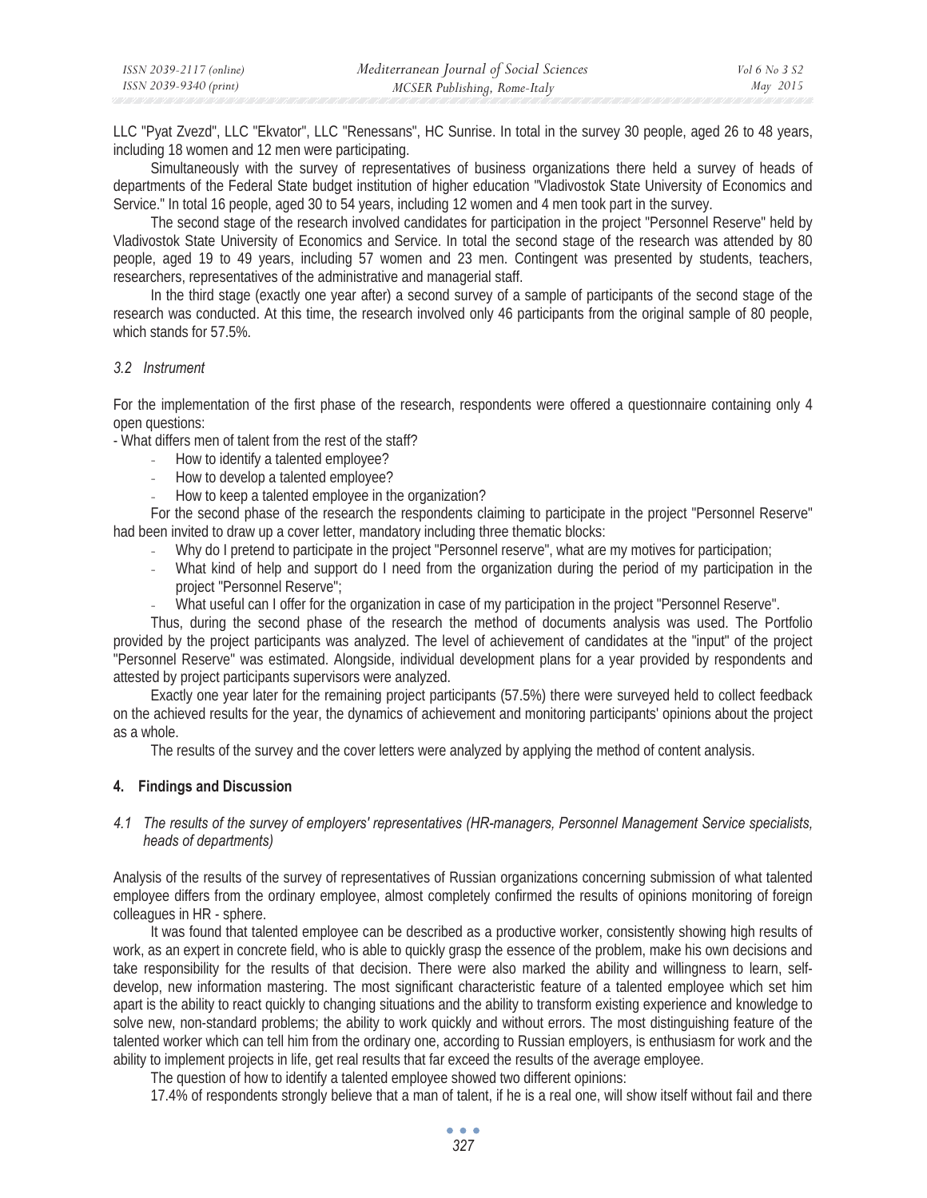LLC "Pyat Zvezd", LLC "Ekvator", LLC "Renessans", HC Sunrise. In total in the survey 30 people, aged 26 to 48 years, including 18 women and 12 men were participating.

Simultaneously with the survey of representatives of business organizations there held a survey of heads of departments of the Federal State budget institution of higher education "Vladivostok State University of Economics and Service." In total 16 people, aged 30 to 54 years, including 12 women and 4 men took part in the survey.

The second stage of the research involved candidates for participation in the project "Personnel Reserve" held by Vladivostok State University of Economics and Service. In total the second stage of the research was attended by 80 people, aged 19 to 49 years, including 57 women and 23 men. Contingent was presented by students, teachers, researchers, representatives of the administrative and managerial staff.

In the third stage (exactly one year after) a second survey of a sample of participants of the second stage of the research was conducted. At this time, the research involved only 46 participants from the original sample of 80 people, which stands for 57.5%.

### *3.2 Instrument*

For the implementation of the first phase of the research, respondents were offered a questionnaire containing only 4 open questions:

- What differs men of talent from the rest of the staff?
- How to identify a talented employee?
- How to develop a talented employee?
- How to keep a talented employee in the organization?

For the second phase of the research the respondents claiming to participate in the project "Personnel Reserve" had been invited to draw up a cover letter, mandatory including three thematic blocks:

- Why do I pretend to participate in the project "Personnel reserve", what are my motives for participation;
- What kind of help and support do I need from the organization during the period of my participation in the project "Personnel Reserve";
- What useful can I offer for the organization in case of my participation in the project "Personnel Reserve".

Thus, during the second phase of the research the method of documents analysis was used. The Portfolio provided by the project participants was analyzed. The level of achievement of candidates at the "input" of the project "Personnel Reserve" was estimated. Alongside, individual development plans for a year provided by respondents and attested by project participants supervisors were analyzed.

Exactly one year later for the remaining project participants (57.5%) there were surveyed held to collect feedback on the achieved results for the year, the dynamics of achievement and monitoring participants' opinions about the project as a whole.

The results of the survey and the cover letters were analyzed by applying the method of content analysis.

## 4. Findings and Discussion

### *4.1 The results of the survey of employers' representatives (HR-managers, Personnel Management Service specialists, heads of departments)*

Analysis of the results of the survey of representatives of Russian organizations concerning submission of what talented employee differs from the ordinary employee, almost completely confirmed the results of opinions monitoring of foreign colleagues in HR - sphere.

It was found that talented employee can be described as a productive worker, consistently showing high results of work, as an expert in concrete field, who is able to quickly grasp the essence of the problem, make his own decisions and take responsibility for the results of that decision. There were also marked the ability and willingness to learn, self-develop, new information mastering. The most significant characteristic feature of a talented employee which set him apart is the ability to react quickly to changing situations and the ability to transform existing experience and knowledge to solve new, non-standard problems; the ability to work quickly and without errors. The most distinguishing feature of the talented worker which can tell him from the ordinary one, according to Russian employers, is enthusiasm for work and the ability to implement projects in life, get real results that far exceed the results of the average employee.

The question of how to identify a talented employee showed two different opinions:

17.4% of respondents strongly believe that a man of talent, if he is a real one, will show itself without fail and there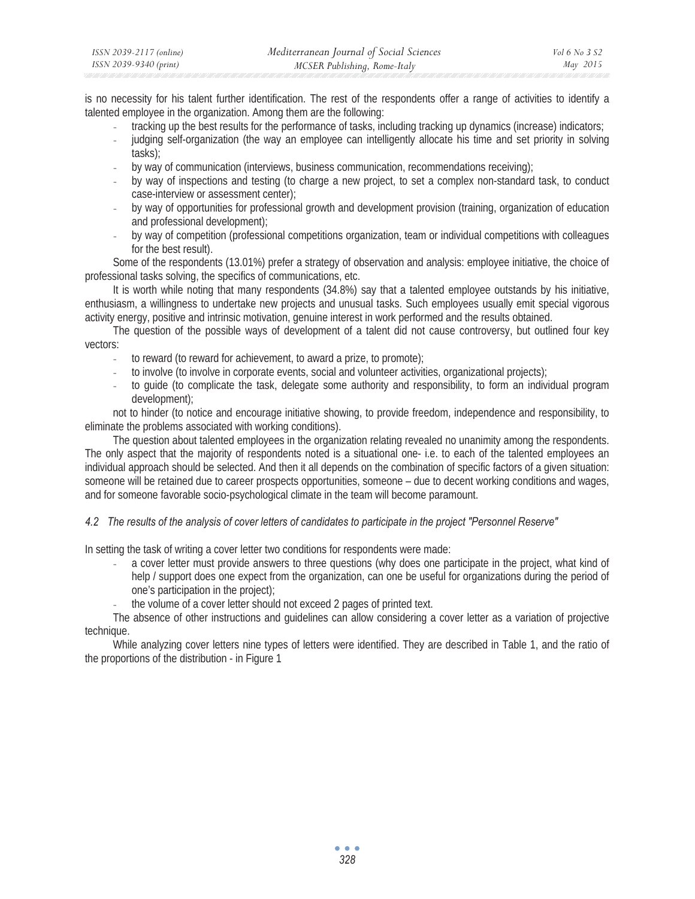is no necessity for his talent further identification. The rest of the respondents offer a range of activities to identify a talented employee in the organization. Among them are the following:

- tracking up the best results for the performance of tasks, including tracking up dynamics (increase) indicators;
- judging self-organization (the way an employee can intelligently allocate his time and set priority in solving tasks);
- by way of communication (interviews, business communication, recommendations receiving);
- by way of inspections and testing (to charge a new project, to set a complex non-standard task, to conduct case-interview or assessment center);
- by way of opportunities for professional growth and development provision (training, organization of education and professional development);
- by way of competition (professional competitions organization, team or individual competitions with colleagues for the best result).

Some of the respondents (13.01%) prefer a strategy of observation and analysis: employee initiative, the choice of professional tasks solving, the specifics of communications, etc.

It is worth while noting that many respondents (34.8%) say that a talented employee outstands by his initiative, enthusiasm, a willingness to undertake new projects and unusual tasks. Such employees usually emit special vigorous activity energy, positive and intrinsic motivation, genuine interest in work performed and the results obtained.

The question of the possible ways of development of a talent did not cause controversy, but outlined four key vectors:

- to reward (to reward for achievement, to award a prize, to promote);
- to involve (to involve in corporate events, social and volunteer activities, organizational projects);
- to guide (to complicate the task, delegate some authority and responsibility, to form an individual program development);

not to hinder (to notice and encourage initiative showing, to provide freedom, independence and responsibility, to eliminate the problems associated with working conditions).

The question about talented employees in the organization relating revealed no unanimity among the respondents. The only aspect that the majority of respondents noted is a situational one- i.e. to each of the talented employees an individual approach should be selected. And then it all depends on the combination of specific factors of a given situation: someone will be retained due to career prospects opportunities, someone – due to decent working conditions and wages, and for someone favorable socio-psychological climate in the team will become paramount.

### *4.2 The results of the analysis of cover letters of candidates to participate in the project "Personnel Reserve"*

In setting the task of writing a cover letter two conditions for respondents were made:

- a cover letter must provide answers to three questions (why does one participate in the project, what kind of help / support does one expect from the organization, can one be useful for organizations during the period of one's participation in the project);
- the volume of a cover letter should not exceed 2 pages of printed text.

The absence of other instructions and guidelines can allow considering a cover letter as a variation of projective technique.

While analyzing cover letters nine types of letters were identified. They are described in Table 1, and the ratio of the proportions of the distribution - in Figure 1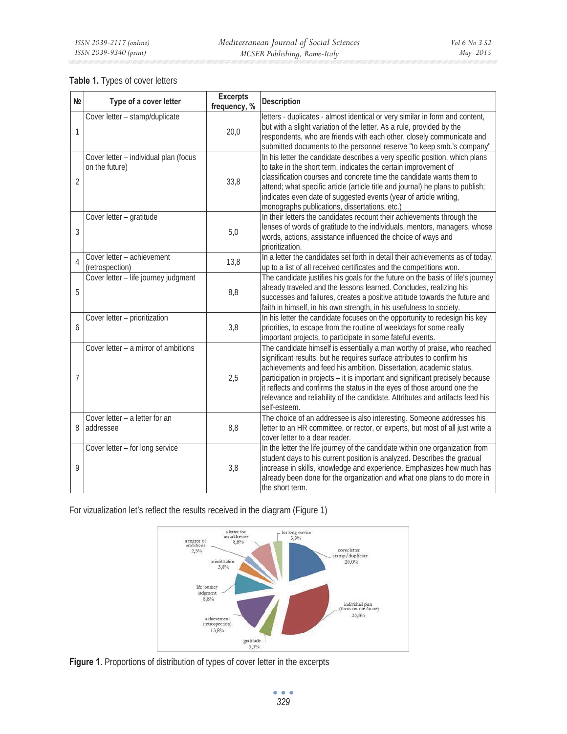**Table 1.** Types of cover letters

| № | Type of a cover letter | Excerpts frequency, % | Description |
|---|---|---|---|
| 1 | Cover letter – stamp/duplicate | 20,0 | letters - duplicates - almost identical or very similar in form and content, but with a slight variation of the letter. As a rule, provided by the respondents, who are friends with each other, closely communicate and submitted documents to the personnel reserve "to keep smb.'s company" |
| 2 | Cover letter – individual plan (focus on the future) | 33,8 | In his letter the candidate describes a very specific position, which plans to take in the short term, indicates the certain improvement of classification courses and concrete time the candidate wants them to attend; what specific article (article title and journal) he plans to publish; indicates even date of suggested events (year of article writing, monographs publications, dissertations, etc.) |
| 3 | Cover letter – gratitude | 5,0 | In their letters the candidates recount their achievements through the lenses of words of gratitude to the individuals, mentors, managers, whose words, actions, assistance influenced the choice of ways and prioritization. |
| 4 | Cover letter – achievement (retrospection) | 13,8 | In a letter the candidates set forth in detail their achievements as of today, up to a list of all received certificates and the competitions won. |
| 5 | Cover letter – life journey judgment | 8,8 | The candidate justifies his goals for the future on the basis of life's journey already traveled and the lessons learned. Concludes, realizing his successes and failures, creates a positive attitude towards the future and faith in himself, in his own strength, in his usefulness to society. |
| 6 | Cover letter – prioritization | 3,8 | In his letter the candidate focuses on the opportunity to redesign his key priorities, to escape from the routine of weekdays for some really important projects, to participate in some fateful events. |
| 7 | Cover letter – a mirror of ambitions | 2,5 | The candidate himself is essentially a man worthy of praise, who reached significant results, but he requires surface attributes to confirm his achievements and feed his ambition. Dissertation, academic status, participation in projects – it is important and significant precisely because it reflects and confirms the status in the eyes of those around one the relevance and reliability of the candidate. Attributes and artifacts feed his self-esteem. |
| 8 | Cover letter – a letter for an addressee | 8,8 | The choice of an addressee is also interesting. Someone addresses his letter to an HR committee, or rector, or experts, but most of all just write a cover letter to a dear reader. |
| 9 | Cover letter – for long service | 3,8 | In the letter the life journey of the candidate within one organization from student days to his current position is analyzed. Describes the gradual increase in skills, knowledge and experience. Emphasizes how much has already been done for the organization and what one plans to do more in the short term. |

For vizualization let's reflect the results received in the diagram (Figure 1)

**Figure 1**. Proportions of distribution of types of cover letter in the excerpts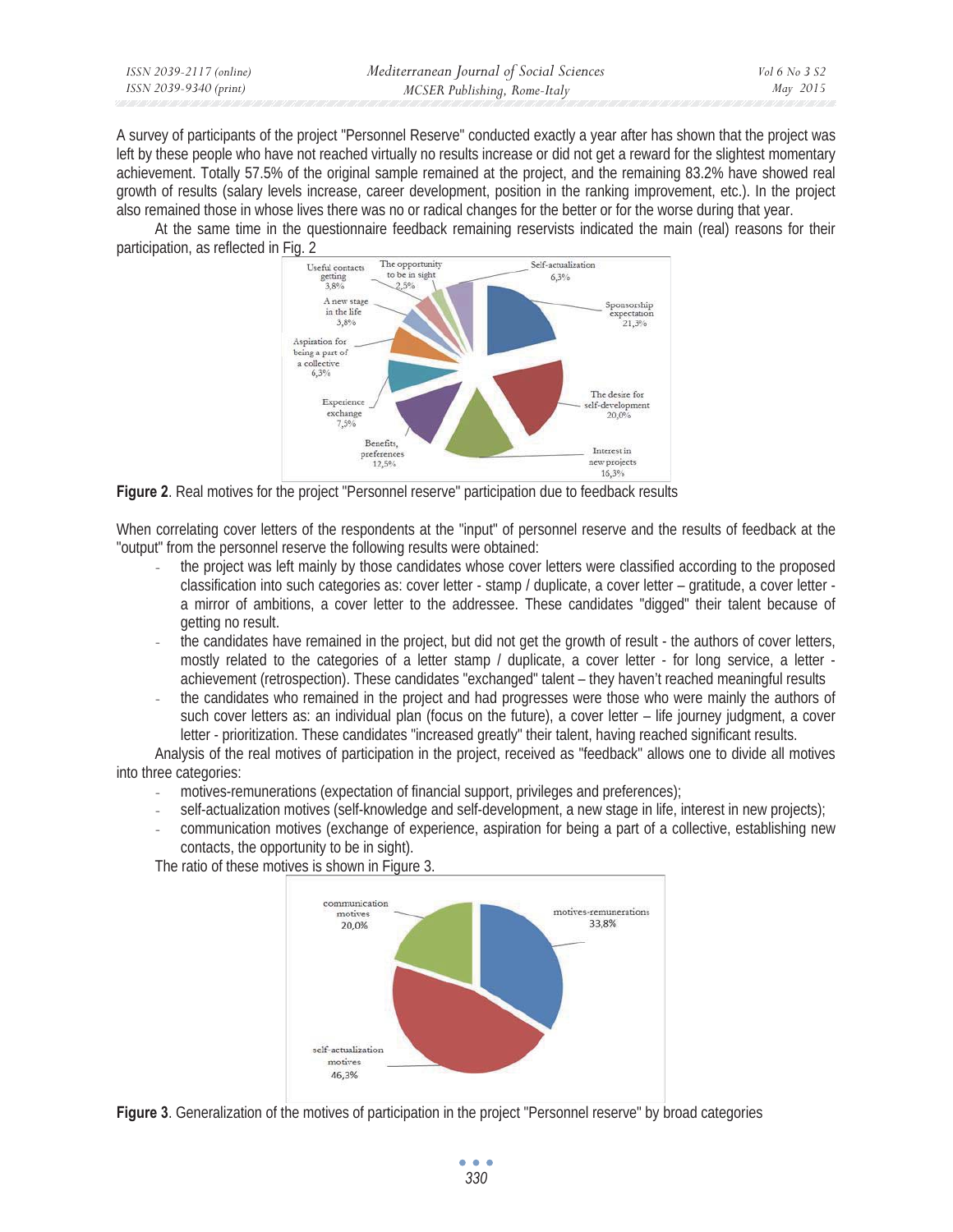A survey of participants of the project "Personnel Reserve" conducted exactly a year after has shown that the project was left by these people who have not reached virtually no results increase or did not get a reward for the slightest momentary achievement. Totally 57.5% of the original sample remained at the project, and the remaining 83.2% have showed real growth of results (salary levels increase, career development, position in the ranking improvement, etc.). In the project also remained those in whose lives there was no or radical changes for the better or for the worse during that year.

At the same time in the questionnaire feedback remaining reservists indicated the main (real) reasons for their participation, as reflected in Fig. 2

**Figure 2**. Real motives for the project "Personnel reserve" participation due to feedback results

When correlating cover letters of the respondents at the "input" of personnel reserve and the results of feedback at the "output" from the personnel reserve the following results were obtained:

- the project was left mainly by those candidates whose cover letters were classified according to the proposed classification into such categories as: cover letter - stamp / duplicate, a cover letter – gratitude, a cover letter - a mirror of ambitions, a cover letter to the addressee. These candidates "digged" their talent because of getting no result.
- the candidates have remained in the project, but did not get the growth of result - the authors of cover letters, mostly related to the categories of a letter stamp / duplicate, a cover letter - for long service, a letter - achievement (retrospection). These candidates "exchanged" talent – they haven't reached meaningful results
- the candidates who remained in the project and had progresses were those who were mainly the authors of such cover letters as: an individual plan (focus on the future), a cover letter – life journey judgment, a cover letter - prioritization. These candidates "increased greatly" their talent, having reached significant results.

Analysis of the real motives of participation in the project, received as "feedback" allows one to divide all motives into three categories:

- motives-remunerations (expectation of financial support, privileges and preferences);
- self-actualization motives (self-knowledge and self-development, a new stage in life, interest in new projects);
- communication motives (exchange of experience, aspiration for being a part of a collective, establishing new contacts, the opportunity to be in sight).

The ratio of these motives is shown in Figure 3.

**Figure 3**. Generalization of the motives of participation in the project "Personnel reserve" by broad categories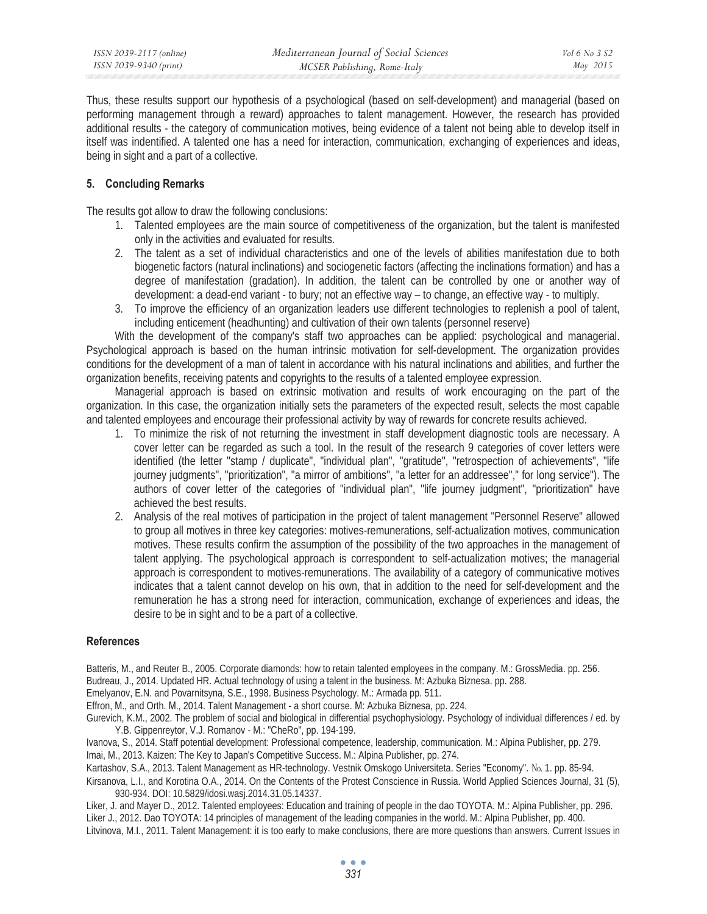Thus, these results support our hypothesis of a psychological (based on self-development) and managerial (based on performing management through a reward) approaches to talent management. However, the research has provided additional results - the category of communication motives, being evidence of a talent not being able to develop itself in itself was indentified. A talented one has a need for interaction, communication, exchanging of experiences and ideas, being in sight and a part of a collective.

## 5. Concluding Remarks

The results got allow to draw the following conclusions:

1. Talented employees are the main source of competitiveness of the organization, but the talent is manifested only in the activities and evaluated for results.
2. The talent as a set of individual characteristics and one of the levels of abilities manifestation due to both biogenetic factors (natural inclinations) and sociogenetic factors (affecting the inclinations formation) and has a degree of manifestation (gradation). In addition, the talent can be controlled by one or another way of development: a dead-end variant - to bury; not an effective way – to change, an effective way - to multiply.
3. To improve the efficiency of an organization leaders use different technologies to replenish a pool of talent, including enticement (headhunting) and cultivation of their own talents (personnel reserve)

With the development of the company's staff two approaches can be applied: psychological and managerial. Psychological approach is based on the human intrinsic motivation for self-development. The organization provides conditions for the development of a man of talent in accordance with his natural inclinations and abilities, and further the organization benefits, receiving patents and copyrights to the results of a talented employee expression.

Managerial approach is based on extrinsic motivation and results of work encouraging on the part of the organization. In this case, the organization initially sets the parameters of the expected result, selects the most capable and talented employees and encourage their professional activity by way of rewards for concrete results achieved.

1. To minimize the risk of not returning the investment in staff development diagnostic tools are necessary. A cover letter can be regarded as such a tool. In the result of the research 9 categories of cover letters were identified (the letter "stamp / duplicate", "individual plan", "gratitude", "retrospection of achievements", "life journey judgments", "prioritization", "a mirror of ambitions", "a letter for an addressee"," for long service"). The authors of cover letter of the categories of "individual plan", "life journey judgment", "prioritization" have achieved the best results.
2. Analysis of the real motives of participation in the project of talent management "Personnel Reserve" allowed to group all motives in three key categories: motives-remunerations, self-actualization motives, communication motives. These results confirm the assumption of the possibility of the two approaches in the management of talent applying. The psychological approach is correspondent to self-actualization motives; the managerial approach is correspondent to motives-remunerations. The availability of a category of communicative motives indicates that a talent cannot develop on his own, that in addition to the need for self-development and the remuneration he has a strong need for interaction, communication, exchange of experiences and ideas, the desire to be in sight and to be a part of a collective.

## References

Batteris, M., and Reuter B., 2005. Corporate diamonds: how to retain talented employees in the company. M.: GrossMedia. pp. 256.

Budreau, J., 2014. Updated HR. Actual technology of using a talent in the business. M: Azbuka Biznesa. pp. 288.

Emelyanov, E.N. and Povarnitsyna, S.E., 1998. Business Psychology. M.: Armada pp. 511.

Effron, M., and Orth. M., 2014. Talent Management - a short course. M: Azbuka Biznesa, pp. 224.

Gurevich, K.M., 2002. The problem of social and biological in differential psychophysiology. Psychology of individual differences / ed. by Y.B. Gippenreytor, V.J. Romanov - M.: "CheRo", pp. 194-199.

Ivanova, S., 2014. Staff potential development: Professional competence, leadership, communication. M.: Alpina Publisher, pp. 279.

Imai, M., 2013. Kaizen: The Key to Japan's Competitive Success. M.: Alpina Publisher, pp. 274.

Kartashov, S.A., 2013. Talent Management as HR-technology. Vestnik Omskogo Universiteta. Series "Economy". № 1. pp. 85-94.

Kirsanova, L.I., and Korotina O.A., 2014. On the Contents of the Protest Conscience in Russia. World Applied Sciences Journal, 31 (5), 930-934. DOI: 10.5829/idosi.wasj.2014.31.05.14337.

Liker, J. and Mayer D., 2012. Talented employees: Education and training of people in the dao TOYOTA. M.: Alpina Publisher, pp. 296.

Liker J., 2012. Dao TOYOTA: 14 principles of management of the leading companies in the world. M.: Alpina Publisher, pp. 400.

Litvinova, M.I., 2011. Talent Management: it is too early to make conclusions, there are more questions than answers. Current Issues in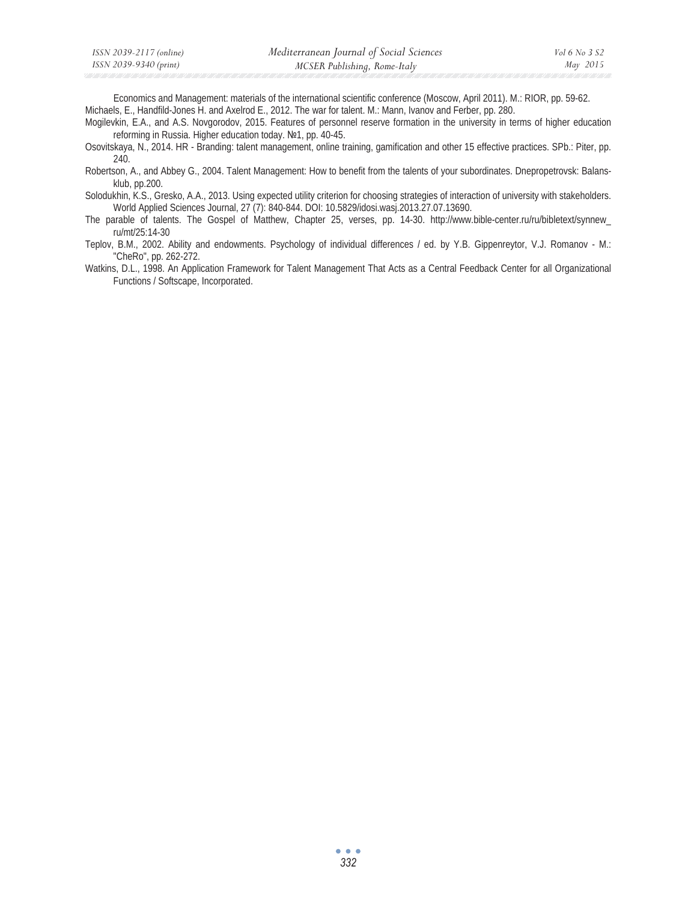Economics and Management: materials of the international scientific conference (Moscow, April 2011). M.: RIOR, pp. 59-62.

Michaels, E., Handfild-Jones H. and Axelrod E., 2012. The war for talent. M.: Mann, Ivanov and Ferber, pp. 280.

Mogilevkin, E.A., and A.S. Novgorodov, 2015. Features of personnel reserve formation in the university in terms of higher education reforming in Russia. Higher education today. №1, pp. 40-45.

Osovitskaya, N., 2014. HR - Branding: talent management, online training, gamification and other 15 effective practices. SPb.: Piter, pp. 240.

Robertson, A., and Abbey G., 2004. Talent Management: How to benefit from the talents of your subordinates. Dnepropetrovsk: Balans-klub, pp.200.

Solodukhin, K.S., Gresko, A.A., 2013. Using expected utility criterion for choosing strategies of interaction of university with stakeholders. World Applied Sciences Journal, 27 (7): 840-844. DOI: 10.5829/idosi.wasj.2013.27.07.13690.

The parable of talents. The Gospel of Matthew, Chapter 25, verses, pp. 14-30. http://www.bible-center.ru/ru/bibletext/synnew_ru/mt/25:14-30

Teplov, B.M., 2002. Ability and endowments. Psychology of individual differences / ed. by Y.B. Gippenreytor, V.J. Romanov - M.: "CheRo", pp. 262-272.

Watkins, D.L., 1998. An Application Framework for Talent Management That Acts as a Central Feedback Center for all Organizational Functions / Softscape, Incorporated.